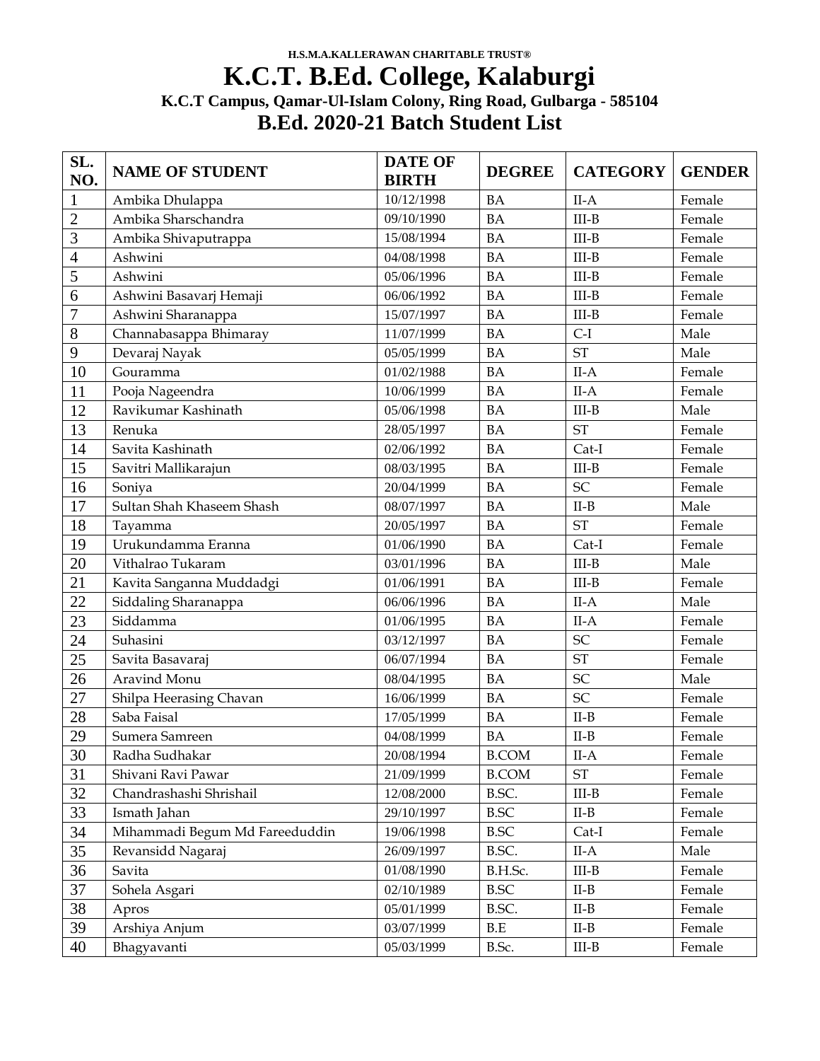**H.S.M.A.KALLERAWAN CHARITABLE TRUST®**

# K.C.T. B.Ed. College, Kalaburgi

### K.C.T Campus, Qamar-Ul-Islam Colony, Ring Road, Gulbarga - 585104

## B.Ed. 2020-21 Batch Student List

| SL. NO. | NAME OF STUDENT | DATE OF BIRTH | DEGREE | CATEGORY | GENDER |
|---|---|---|---|---|---|
| 1 | Ambika Dhulappa | 10/12/1998 | BA | II-A | Female |
| 2 | Ambika Sharschandra | 09/10/1990 | BA | III-B | Female |
| 3 | Ambika Shivaputrappa | 15/08/1994 | BA | III-B | Female |
| 4 | Ashwini | 04/08/1998 | BA | III-B | Female |
| 5 | Ashwini | 05/06/1996 | BA | III-B | Female |
| 6 | Ashwini Basavarj Hemaji | 06/06/1992 | BA | III-B | Female |
| 7 | Ashwini Sharanappa | 15/07/1997 | BA | III-B | Female |
| 8 | Channabasappa Bhimaray | 11/07/1999 | BA | C-I | Male |
| 9 | Devaraj Nayak | 05/05/1999 | BA | ST | Male |
| 10 | Gouramma | 01/02/1988 | BA | II-A | Female |
| 11 | Pooja Nageendra | 10/06/1999 | BA | II-A | Female |
| 12 | Ravikumar Kashinath | 05/06/1998 | BA | III-B | Male |
| 13 | Renuka | 28/05/1997 | BA | ST | Female |
| 14 | Savita Kashinath | 02/06/1992 | BA | Cat-I | Female |
| 15 | Savitri Mallikarajun | 08/03/1995 | BA | III-B | Female |
| 16 | Soniya | 20/04/1999 | BA | SC | Female |
| 17 | Sultan Shah Khaseem Shash | 08/07/1997 | BA | II-B | Male |
| 18 | Tayamma | 20/05/1997 | BA | ST | Female |
| 19 | Urukundamma Eranna | 01/06/1990 | BA | Cat-I | Female |
| 20 | Vithalrao Tukaram | 03/01/1996 | BA | III-B | Male |
| 21 | Kavita Sanganna Muddadgi | 01/06/1991 | BA | III-B | Female |
| 22 | Siddaling Sharanappa | 06/06/1996 | BA | II-A | Male |
| 23 | Siddamma | 01/06/1995 | BA | II-A | Female |
| 24 | Suhasini | 03/12/1997 | BA | SC | Female |
| 25 | Savita Basavaraj | 06/07/1994 | BA | ST | Female |
| 26 | Aravind Monu | 08/04/1995 | BA | SC | Male |
| 27 | Shilpa Heerasing Chavan | 16/06/1999 | BA | SC | Female |
| 28 | Saba Faisal | 17/05/1999 | BA | II-B | Female |
| 29 | Sumera Samreen | 04/08/1999 | BA | II-B | Female |
| 30 | Radha Sudhakar | 20/08/1994 | B.COM | II-A | Female |
| 31 | Shivani Ravi Pawar | 21/09/1999 | B.COM | ST | Female |
| 32 | Chandrashashi Shrishail | 12/08/2000 | B.SC. | III-B | Female |
| 33 | Ismath Jahan | 29/10/1997 | B.SC | II-B | Female |
| 34 | Mihammadi Begum Md Fareeduddin | 19/06/1998 | B.SC | Cat-I | Female |
| 35 | Revansidd Nagaraj | 26/09/1997 | B.SC. | II-A | Male |
| 36 | Savita | 01/08/1990 | B.H.Sc. | III-B | Female |
| 37 | Sohela Asgari | 02/10/1989 | B.SC | II-B | Female |
| 38 | Apros | 05/01/1999 | B.SC. | II-B | Female |
| 39 | Arshiya Anjum | 03/07/1999 | B.E | II-B | Female |
| 40 | Bhagyavanti | 05/03/1999 | B.Sc. | III-B | Female |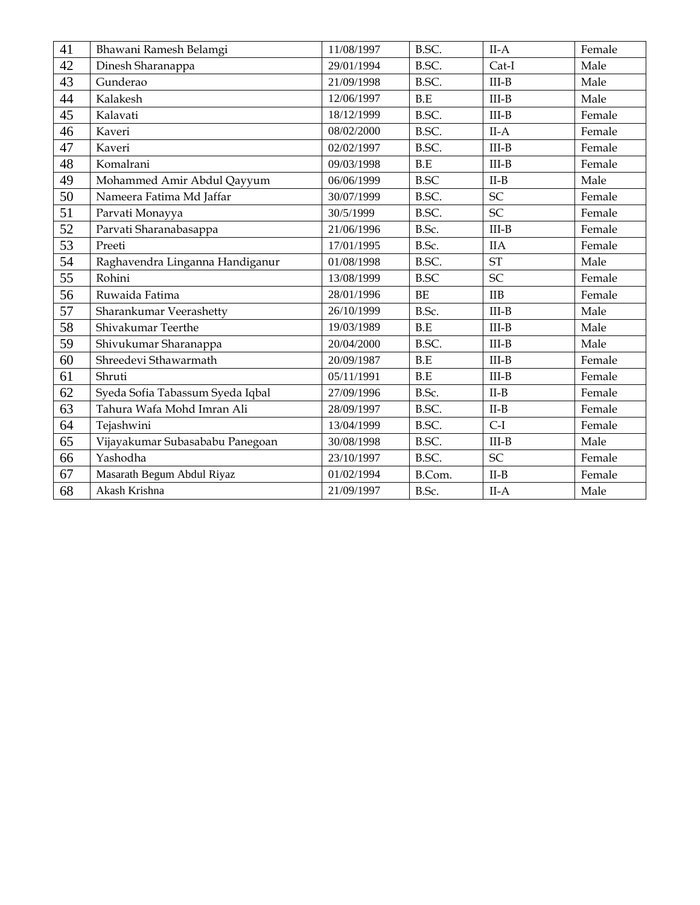| | | | | | |
|---|---|---|---|---|---|
| 41 | Bhawani Ramesh Belamgi | 11/08/1997 | B.SC. | II-A | Female |
| 42 | Dinesh Sharanappa | 29/01/1994 | B.SC. | Cat-I | Male |
| 43 | Gunderao | 21/09/1998 | B.SC. | III-B | Male |
| 44 | Kalakesh | 12/06/1997 | B.E | III-B | Male |
| 45 | Kalavati | 18/12/1999 | B.SC. | III-B | Female |
| 46 | Kaveri | 08/02/2000 | B.SC. | II-A | Female |
| 47 | Kaveri | 02/02/1997 | B.SC. | III-B | Female |
| 48 | Komalrani | 09/03/1998 | B.E | III-B | Female |
| 49 | Mohammed Amir Abdul Qayyum | 06/06/1999 | B.SC | II-B | Male |
| 50 | Nameera Fatima Md Jaffar | 30/07/1999 | B.SC. | SC | Female |
| 51 | Parvati Monayya | 30/5/1999 | B.SC. | SC | Female |
| 52 | Parvati Sharanabasappa | 21/06/1996 | B.Sc. | III-B | Female |
| 53 | Preeti | 17/01/1995 | B.Sc. | IIA | Female |
| 54 | Raghavendra Linganna Handiganur | 01/08/1998 | B.SC. | ST | Male |
| 55 | Rohini | 13/08/1999 | B.SC | SC | Female |
| 56 | Ruwaida Fatima | 28/01/1996 | BE | IIB | Female |
| 57 | Sharankumar Veerashetty | 26/10/1999 | B.Sc. | III-B | Male |
| 58 | Shivakumar Teerthe | 19/03/1989 | B.E | III-B | Male |
| 59 | Shivukumar Sharanappa | 20/04/2000 | B.SC. | III-B | Male |
| 60 | Shreedevi Sthawarmath | 20/09/1987 | B.E | III-B | Female |
| 61 | Shruti | 05/11/1991 | B.E | III-B | Female |
| 62 | Syeda Sofia Tabassum Syeda Iqbal | 27/09/1996 | B.Sc. | II-B | Female |
| 63 | Tahura Wafa Mohd Imran Ali | 28/09/1997 | B.SC. | II-B | Female |
| 64 | Tejashwini | 13/04/1999 | B.SC. | C-I | Female |
| 65 | Vijayakumar Subasababu Panegoan | 30/08/1998 | B.SC. | III-B | Male |
| 66 | Yashodha | 23/10/1997 | B.SC. | SC | Female |
| 67 | Masarath Begum Abdul Riyaz | 01/02/1994 | B.Com. | II-B | Female |
| 68 | Akash Krishna | 21/09/1997 | B.Sc. | II-A | Male |